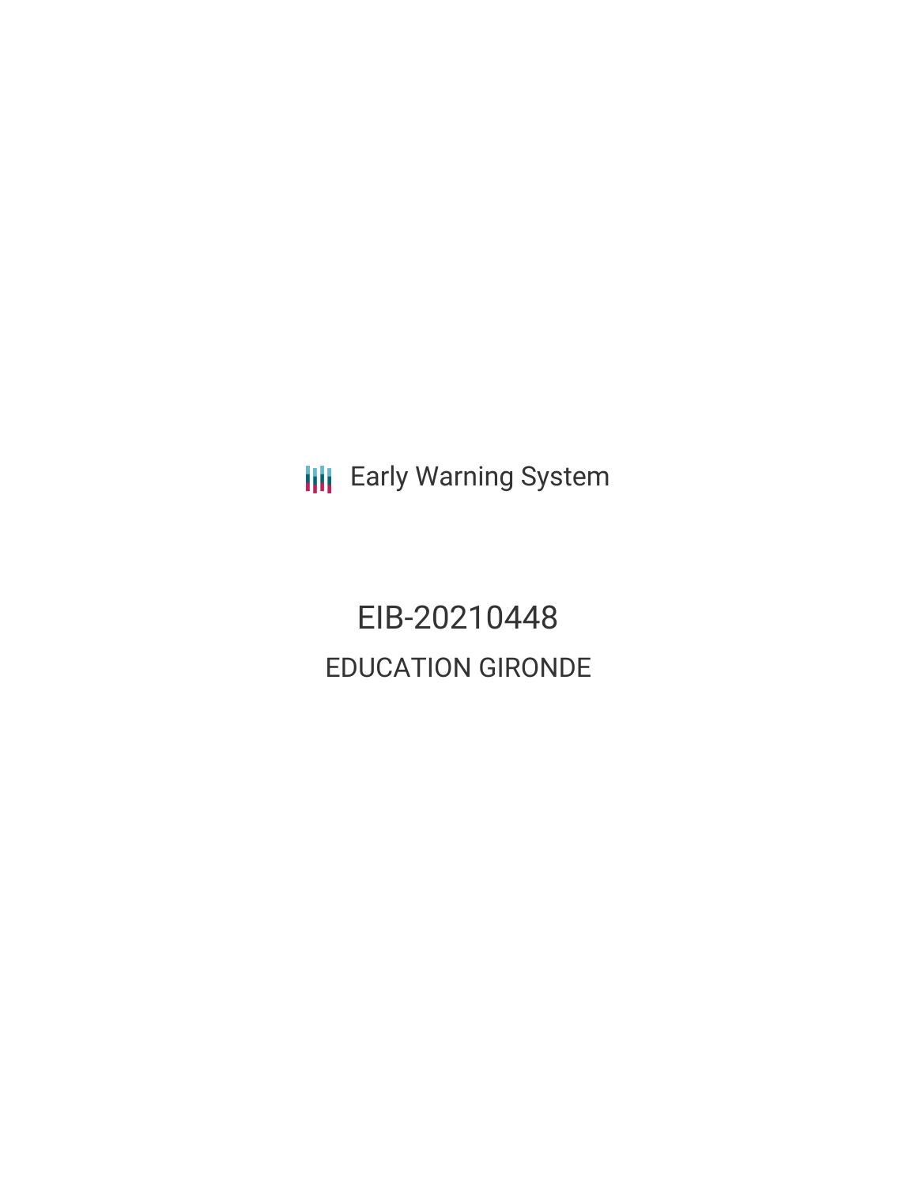Early Warning System

# EIB-20210448

## EDUCATION GIRONDE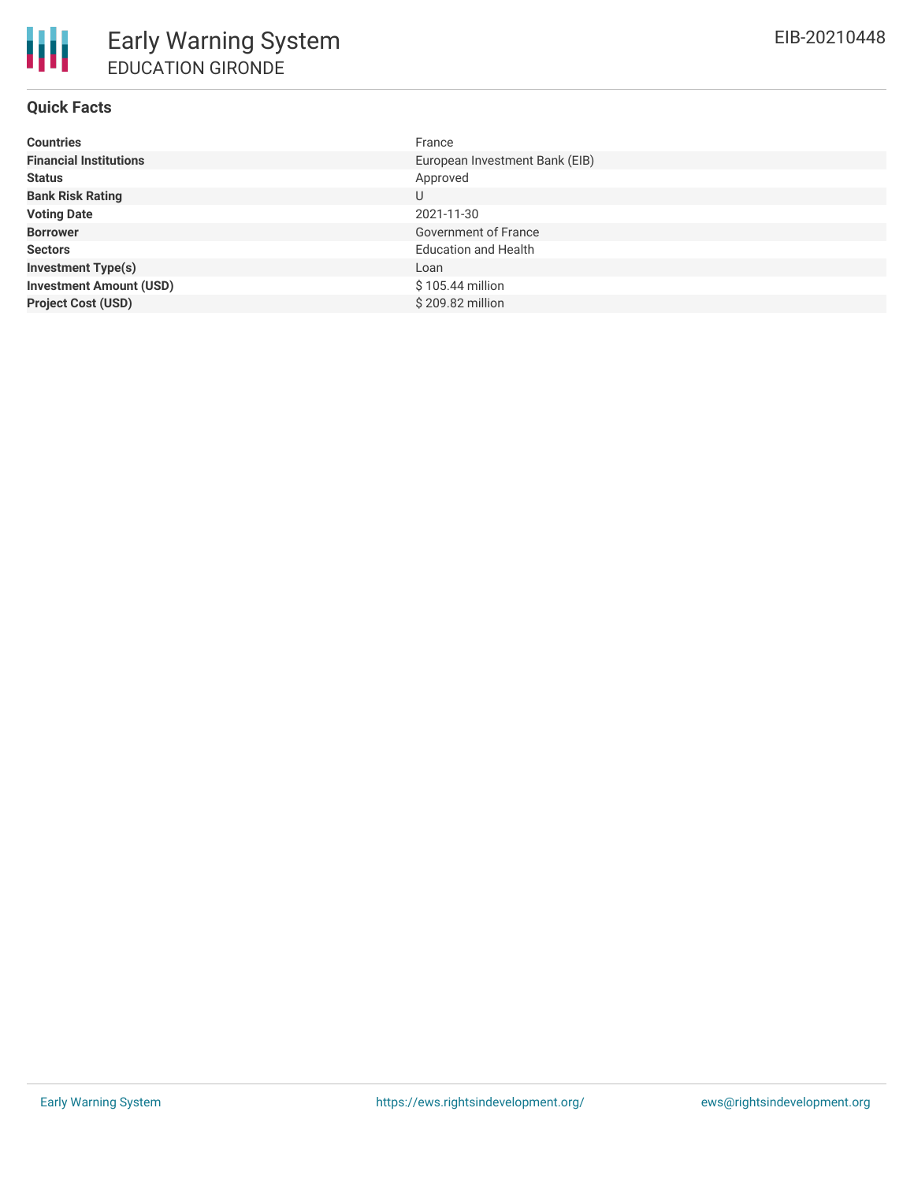# Early Warning System

## EDUCATION GIRONDE

EIB-20210448

### Quick Facts

| | |
|---|---|
| **Countries** | France |
| **Financial Institutions** | European Investment Bank (EIB) |
| **Status** | Approved |
| **Bank Risk Rating** | U |
| **Voting Date** | 2021-11-30 |
| **Borrower** | Government of France |
| **Sectors** | Education and Health |
| **Investment Type(s)** | Loan |
| **Investment Amount (USD)** | $ 105.44 million |
| **Project Cost (USD)** | $ 209.82 million |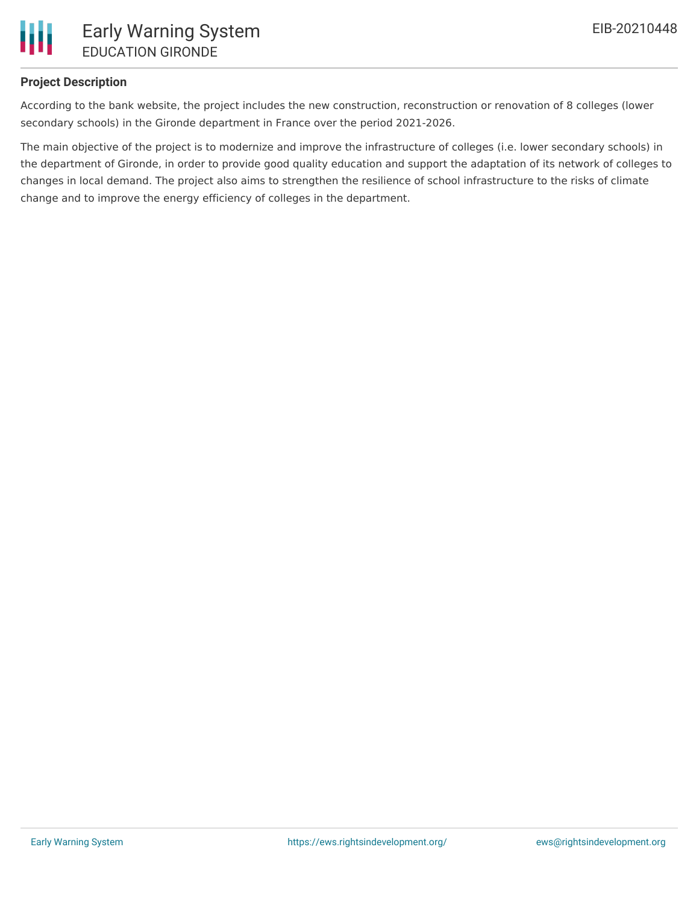**Project Description**

According to the bank website, the project includes the new construction, reconstruction or renovation of 8 colleges (lower secondary schools) in the Gironde department in France over the period 2021-2026.

The main objective of the project is to modernize and improve the infrastructure of colleges (i.e. lower secondary schools) in the department of Gironde, in order to provide good quality education and support the adaptation of its network of colleges to changes in local demand. The project also aims to strengthen the resilience of school infrastructure to the risks of climate change and to improve the energy efficiency of colleges in the department.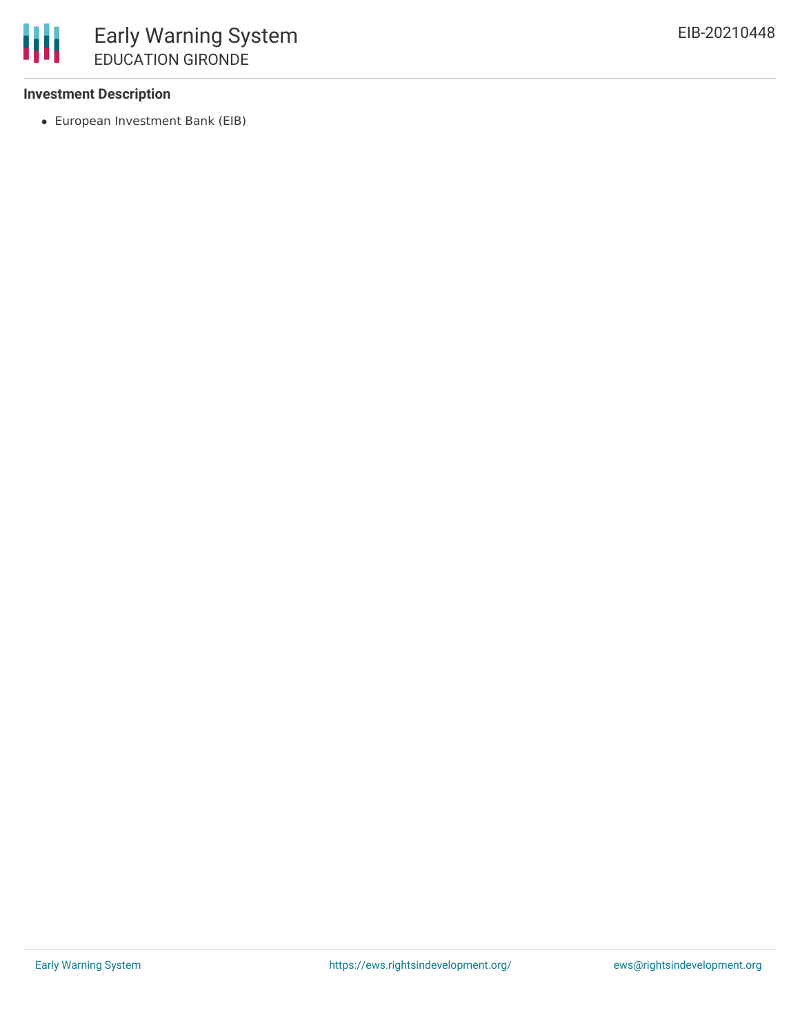**Investment Description**

- European Investment Bank (EIB)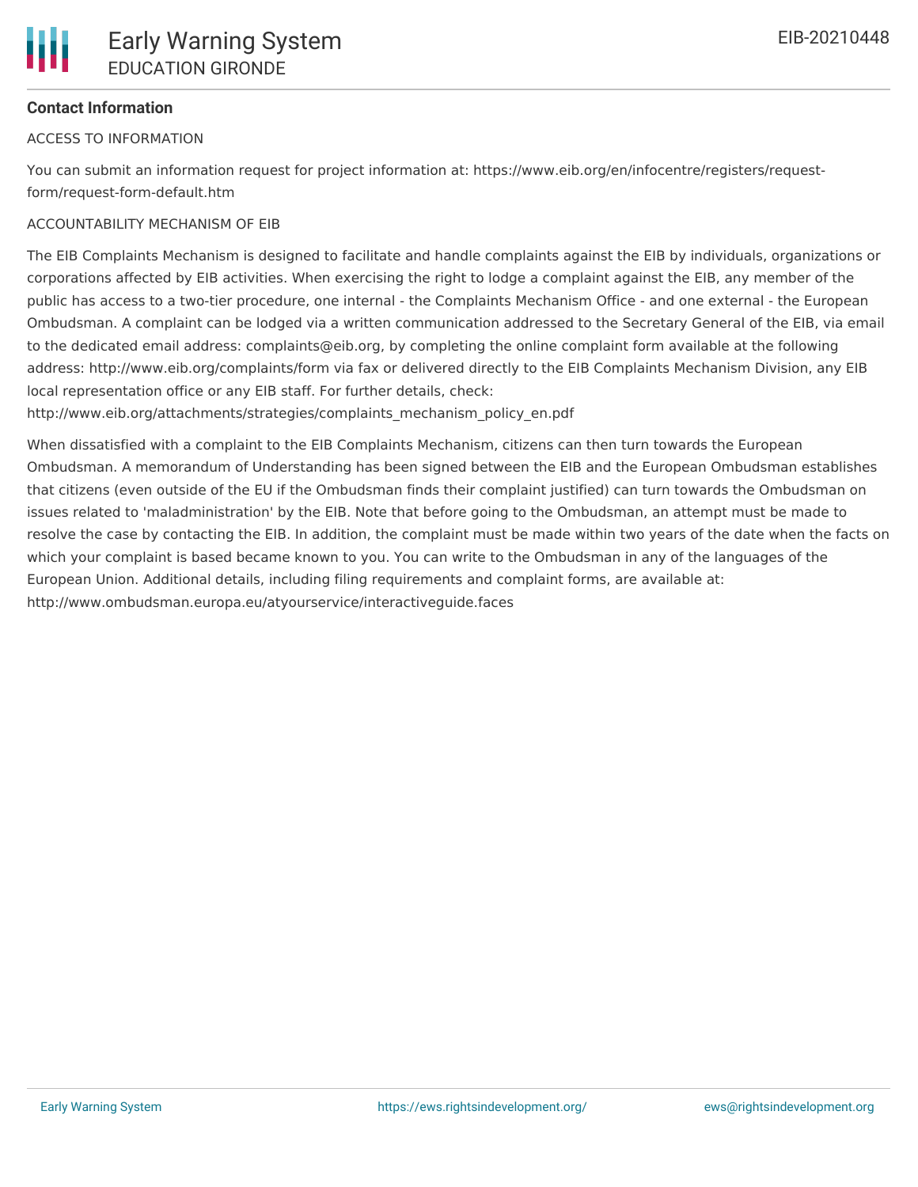## Contact Information

ACCESS TO INFORMATION

You can submit an information request for project information at: https://www.eib.org/en/infocentre/registers/request-form/request-form-default.htm

ACCOUNTABILITY MECHANISM OF EIB

The EIB Complaints Mechanism is designed to facilitate and handle complaints against the EIB by individuals, organizations or corporations affected by EIB activities. When exercising the right to lodge a complaint against the EIB, any member of the public has access to a two-tier procedure, one internal - the Complaints Mechanism Office - and one external - the European Ombudsman. A complaint can be lodged via a written communication addressed to the Secretary General of the EIB, via email to the dedicated email address: complaints@eib.org, by completing the online complaint form available at the following address: http://www.eib.org/complaints/form via fax or delivered directly to the EIB Complaints Mechanism Division, any EIB local representation office or any EIB staff. For further details, check: http://www.eib.org/attachments/strategies/complaints_mechanism_policy_en.pdf

When dissatisfied with a complaint to the EIB Complaints Mechanism, citizens can then turn towards the European Ombudsman. A memorandum of Understanding has been signed between the EIB and the European Ombudsman establishes that citizens (even outside of the EU if the Ombudsman finds their complaint justified) can turn towards the Ombudsman on issues related to 'maladministration' by the EIB. Note that before going to the Ombudsman, an attempt must be made to resolve the case by contacting the EIB. In addition, the complaint must be made within two years of the date when the facts on which your complaint is based became known to you. You can write to the Ombudsman in any of the languages of the European Union. Additional details, including filing requirements and complaint forms, are available at: http://www.ombudsman.europa.eu/atyourservice/interactiveguide.faces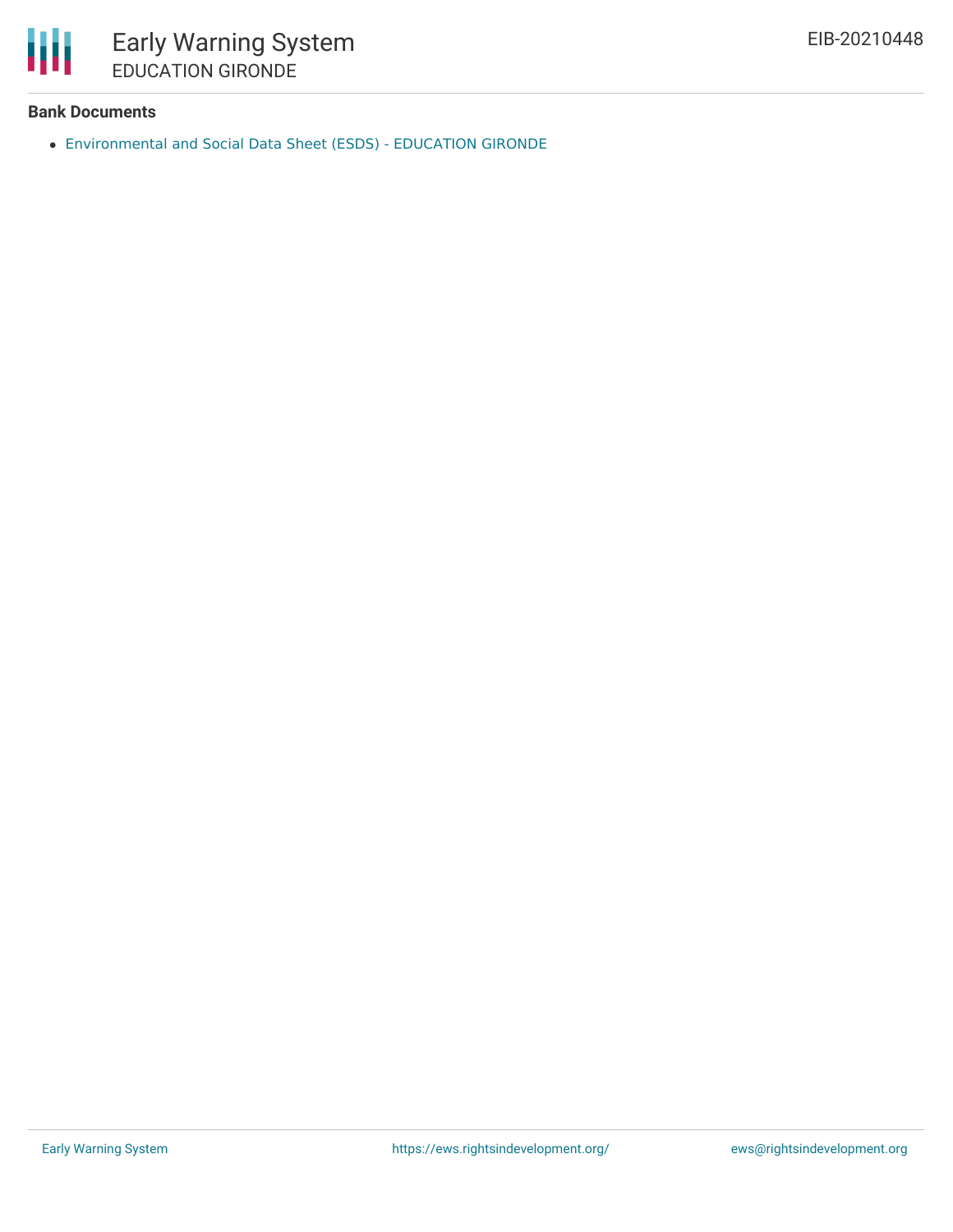**Bank Documents**

- Environmental and Social Data Sheet (ESDS) - EDUCATION GIRONDE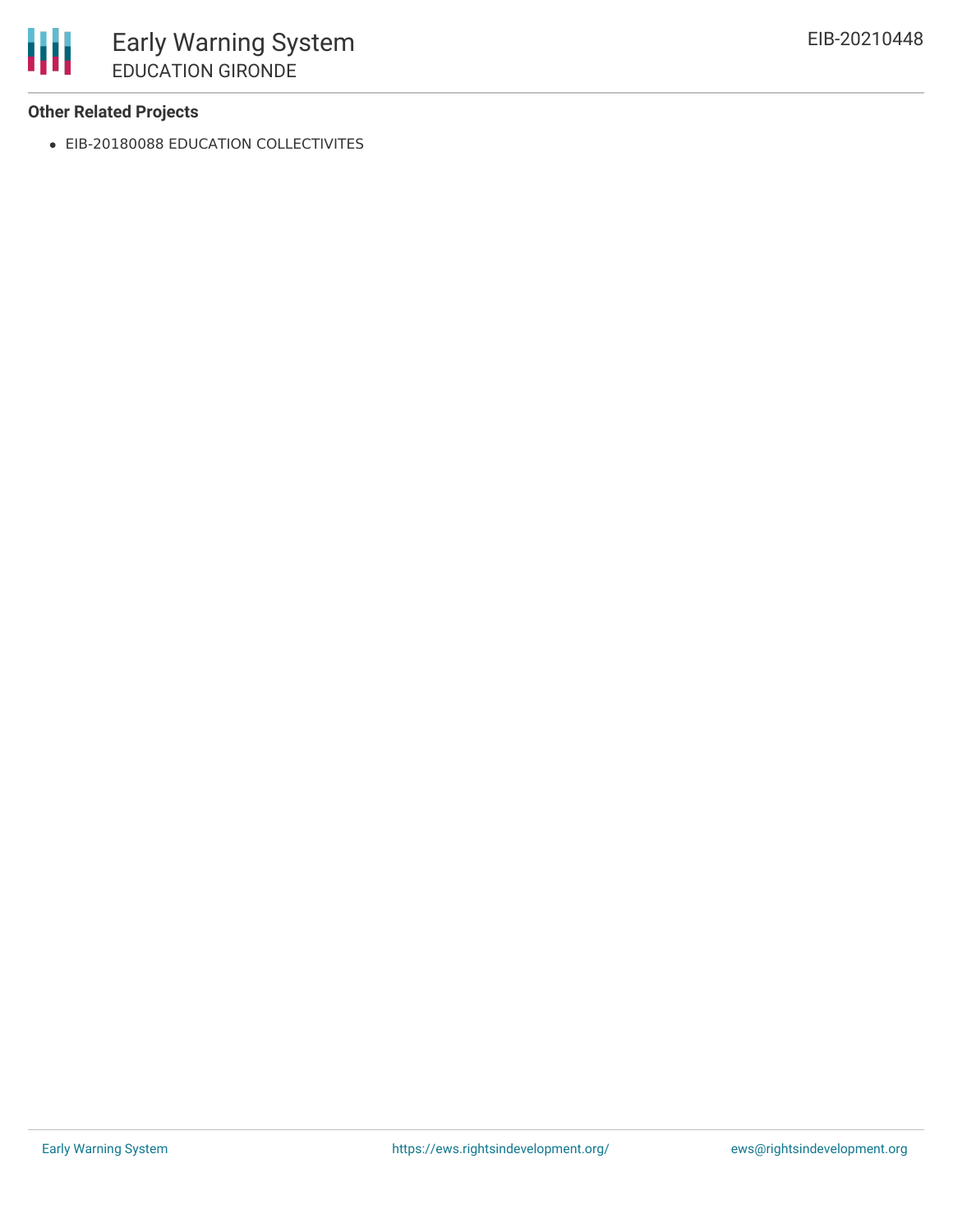**Other Related Projects**

- EIB-20180088 EDUCATION COLLECTIVITES